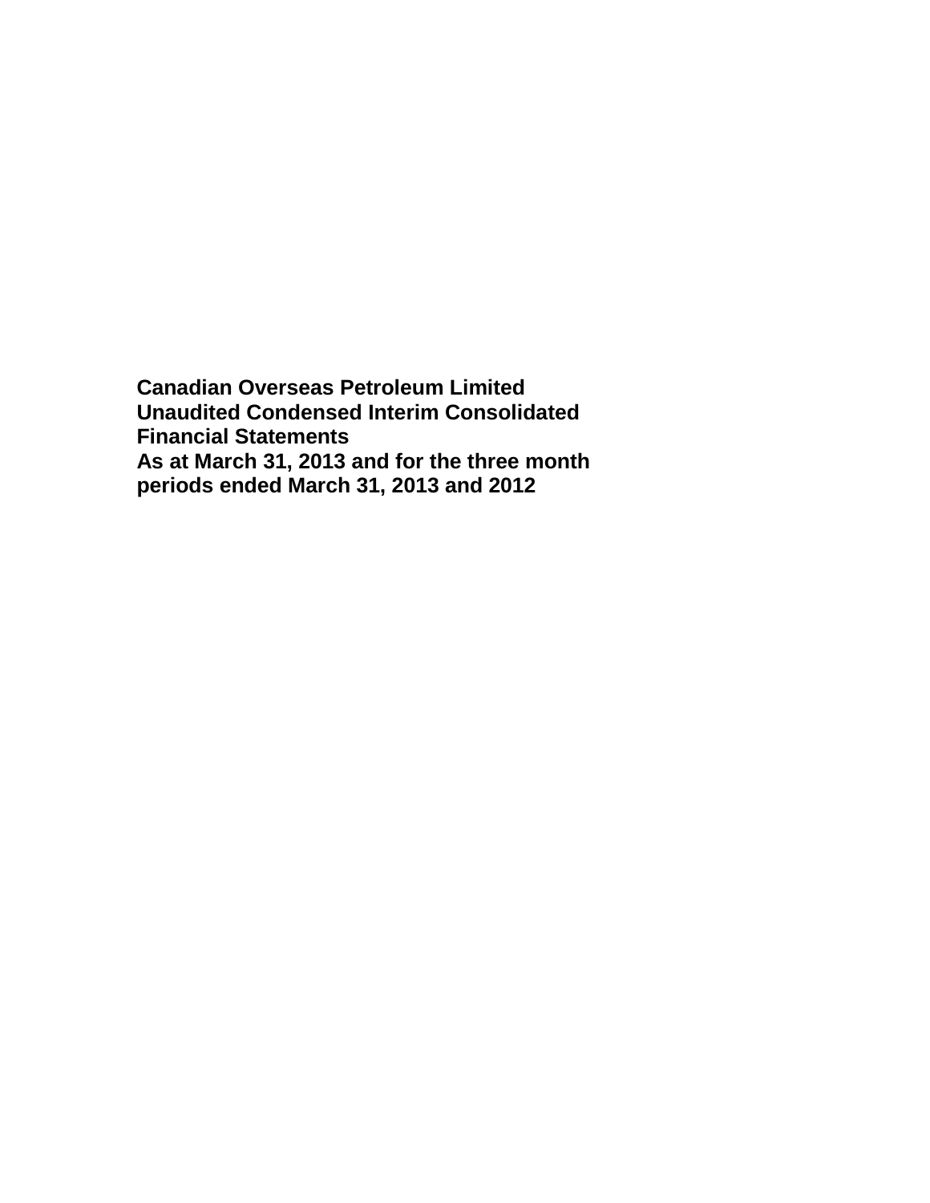**Canadian Overseas Petroleum Limited**
**Unaudited Condensed Interim Consolidated Financial Statements**
**As at March 31, 2013 and for the three month periods ended March 31, 2013 and 2012**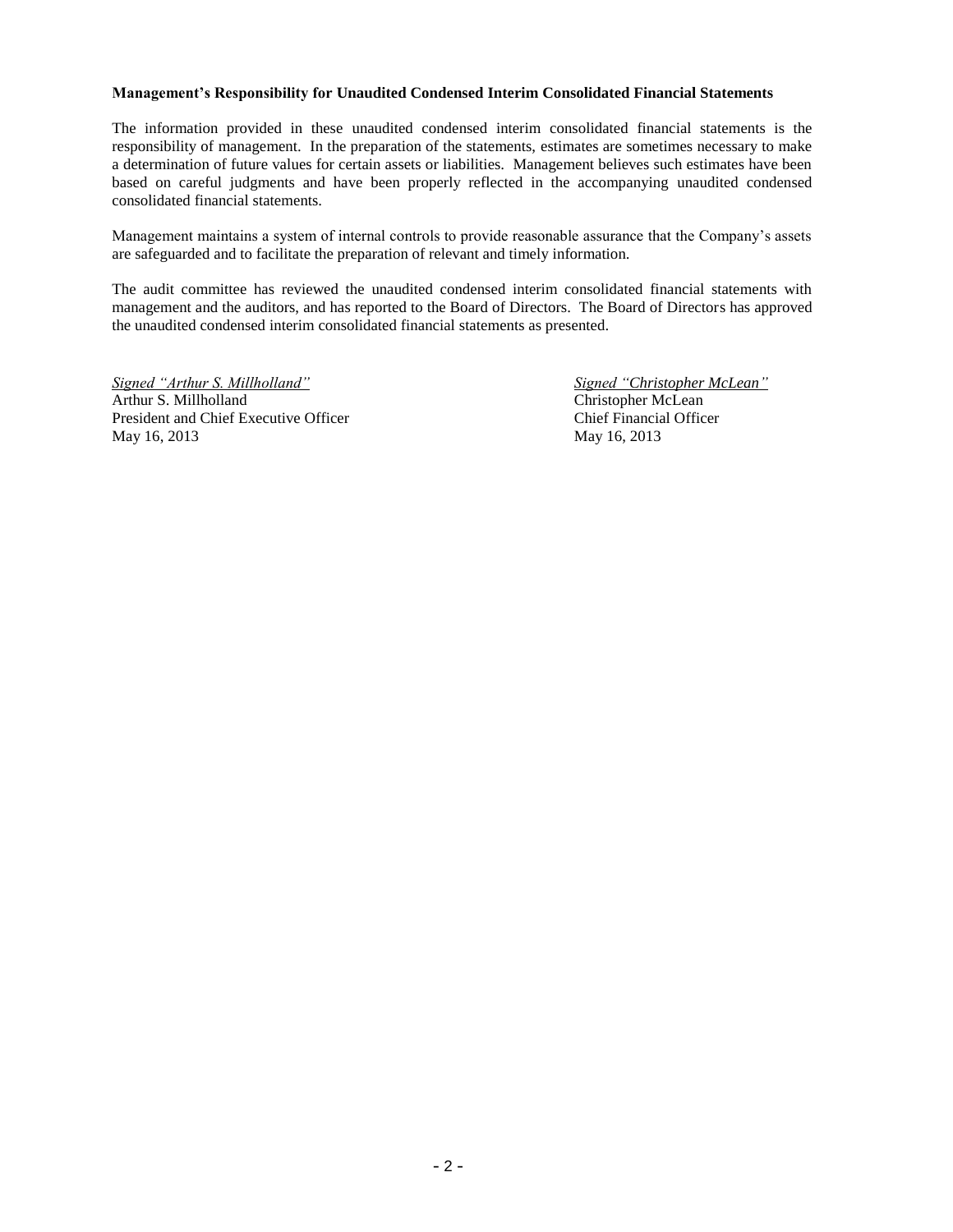**Management's Responsibility for Unaudited Condensed Interim Consolidated Financial Statements**

The information provided in these unaudited condensed interim consolidated financial statements is the responsibility of management. In the preparation of the statements, estimates are sometimes necessary to make a determination of future values for certain assets or liabilities. Management believes such estimates have been based on careful judgments and have been properly reflected in the accompanying unaudited condensed consolidated financial statements.

Management maintains a system of internal controls to provide reasonable assurance that the Company's assets are safeguarded and to facilitate the preparation of relevant and timely information.

The audit committee has reviewed the unaudited condensed interim consolidated financial statements with management and the auditors, and has reported to the Board of Directors. The Board of Directors has approved the unaudited condensed interim consolidated financial statements as presented.

*Signed "Arthur S. Millholland"*
Arthur S. Millholland
President and Chief Executive Officer
May 16, 2013

*Signed "Christopher McLean"*
Christopher McLean
Chief Financial Officer
May 16, 2013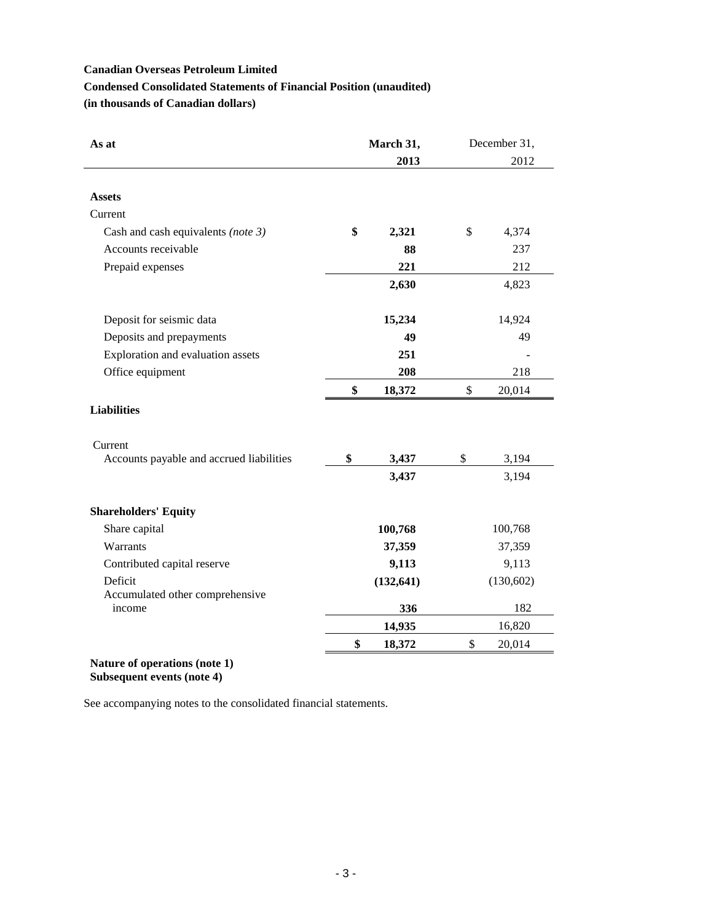**Canadian Overseas Petroleum Limited**

**Condensed Consolidated Statements of Financial Position (unaudited)**

**(in thousands of Canadian dollars)**

| As at | March 31, 2013 | December 31, 2012 |
|---|---|---|
| **Assets** | | |
| Current | | |
| Cash and cash equivalents *(note 3)* | **$ 2,321** | $ 4,374 |
| Accounts receivable | **88** | 237 |
| Prepaid expenses | **221** | 212 |
| | **2,630** | 4,823 |
| Deposit for seismic data | **15,234** | 14,924 |
| Deposits and prepayments | **49** | 49 |
| Exploration and evaluation assets | **251** | - |
| Office equipment | **208** | 218 |
| | **$ 18,372** | $ 20,014 |
| **Liabilities** | | |
| Current | | |
| Accounts payable and accrued liabilities | **$ 3,437** | $ 3,194 |
| | **3,437** | 3,194 |
| **Shareholders' Equity** | | |
| Share capital | **100,768** | 100,768 |
| Warrants | **37,359** | 37,359 |
| Contributed capital reserve | **9,113** | 9,113 |
| Deficit | **(132,641)** | (130,602) |
| Accumulated other comprehensive income | **336** | 182 |
| | **14,935** | 16,820 |
| | **$ 18,372** | $ 20,014 |

**Nature of operations (note 1)**
**Subsequent events (note 4)**

See accompanying notes to the consolidated financial statements.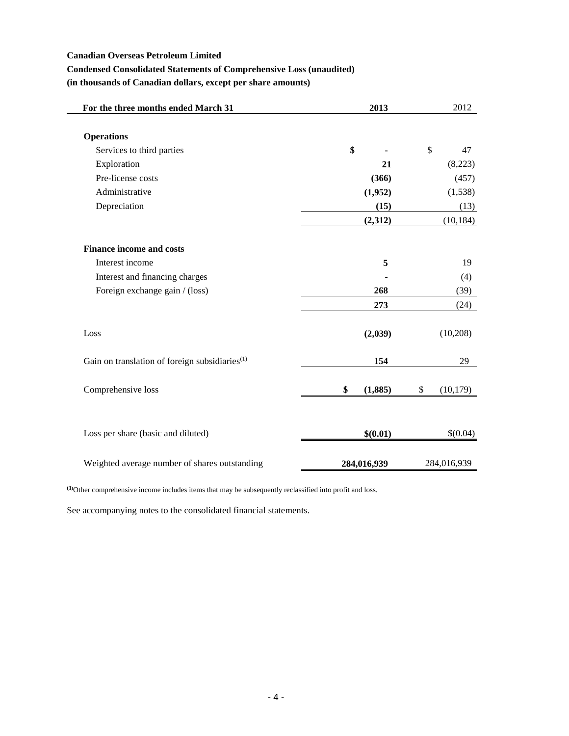**Canadian Overseas Petroleum Limited**

**Condensed Consolidated Statements of Comprehensive Loss (unaudited)**

**(in thousands of Canadian dollars, except per share amounts)**

| For the three months ended March 31 | 2013 | 2012 |
|---|---|---|
| **Operations** | | |
| Services to third parties | **$ -** | $ 47 |
| Exploration | **21** | (8,223) |
| Pre-license costs | **(366)** | (457) |
| Administrative | **(1,952)** | (1,538) |
| Depreciation | **(15)** | (13) |
| | **(2,312)** | (10,184) |
| **Finance income and costs** | | |
| Interest income | **5** | 19 |
| Interest and financing charges | **-** | (4) |
| Foreign exchange gain / (loss) | **268** | (39) |
| | **273** | (24) |
| Loss | **(2,039)** | (10,208) |
| Gain on translation of foreign subsidiaries[1] | **154** | 29 |
| Comprehensive loss | **$ (1,885)** | $ (10,179) |
| Loss per share (basic and diluted) | **$(0.01)** | $(0.04) |
| Weighted average number of shares outstanding | **284,016,939** | 284,016,939 |

[1] Other comprehensive income includes items that may be subsequently reclassified into profit and loss.

See accompanying notes to the consolidated financial statements.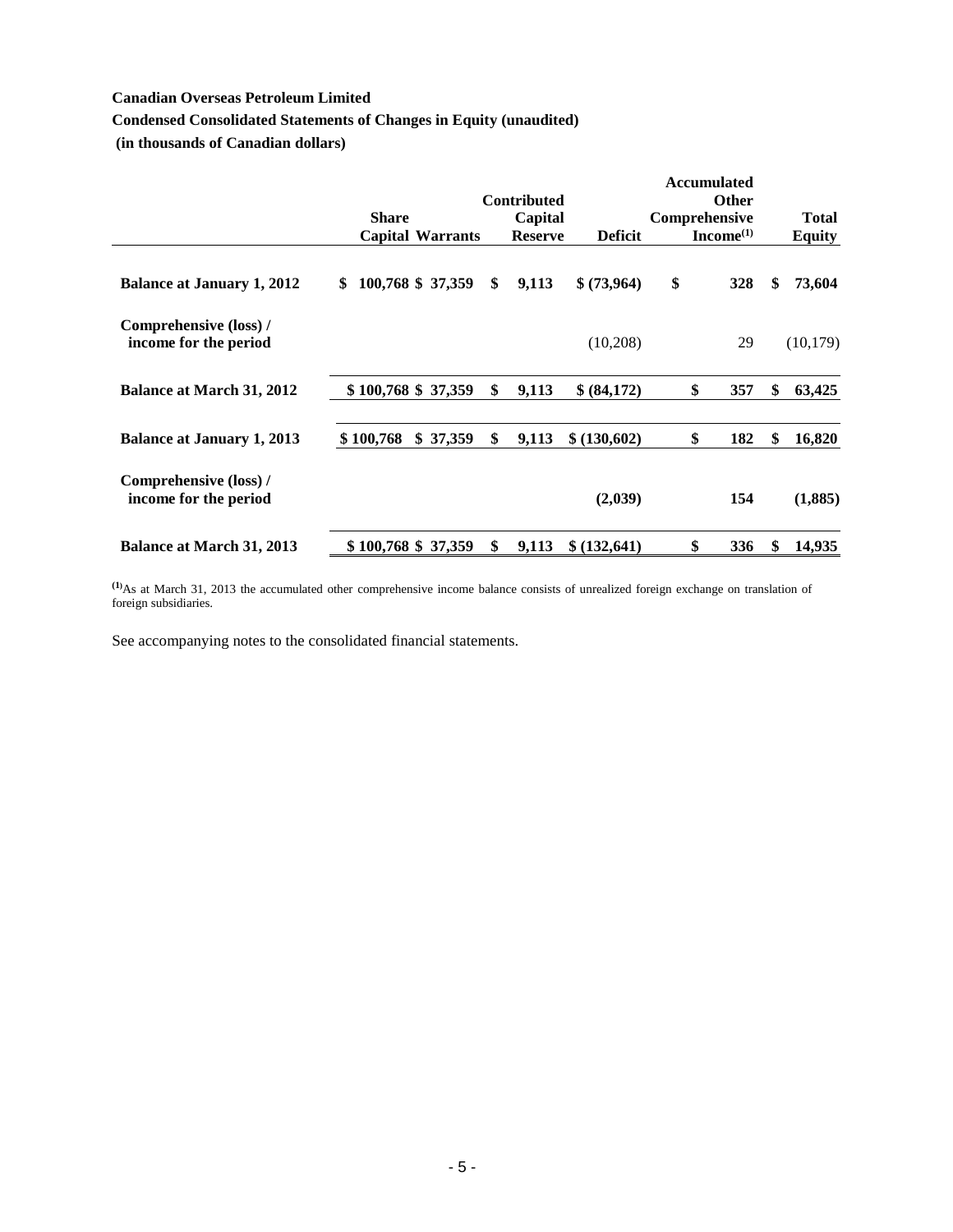**Canadian Overseas Petroleum Limited**

**Condensed Consolidated Statements of Changes in Equity (unaudited)**

**(in thousands of Canadian dollars)**

| | Share Capital | Warrants | Contributed Capital Reserve | Deficit | Accumulated Other Comprehensive Income[(1)] | Total Equity |
|---|---|---|---|---|---|---|
| **Balance at January 1, 2012** | **$ 100,768** | **$ 37,359** | **$ 9,113** | **$ (73,964)** | **$ 328** | **$ 73,604** |
| **Comprehensive (loss) / income for the period** | | | | (10,208) | 29 | (10,179) |
| **Balance at March 31, 2012** | **$ 100,768** | **$ 37,359** | **$ 9,113** | **$ (84,172)** | **$ 357** | **$ 63,425** |
| **Balance at January 1, 2013** | **$ 100,768** | **$ 37,359** | **$ 9,113** | **$ (130,602)** | **$ 182** | **$ 16,820** |
| **Comprehensive (loss) / income for the period** | | | | **(2,039)** | **154** | **(1,885)** |
| **Balance at March 31, 2013** | **$ 100,768** | **$ 37,359** | **$ 9,113** | **$ (132,641)** | **$ 336** | **$ 14,935** |

[(1)] As at March 31, 2013 the accumulated other comprehensive income balance consists of unrealized foreign exchange on translation of foreign subsidiaries.

See accompanying notes to the consolidated financial statements.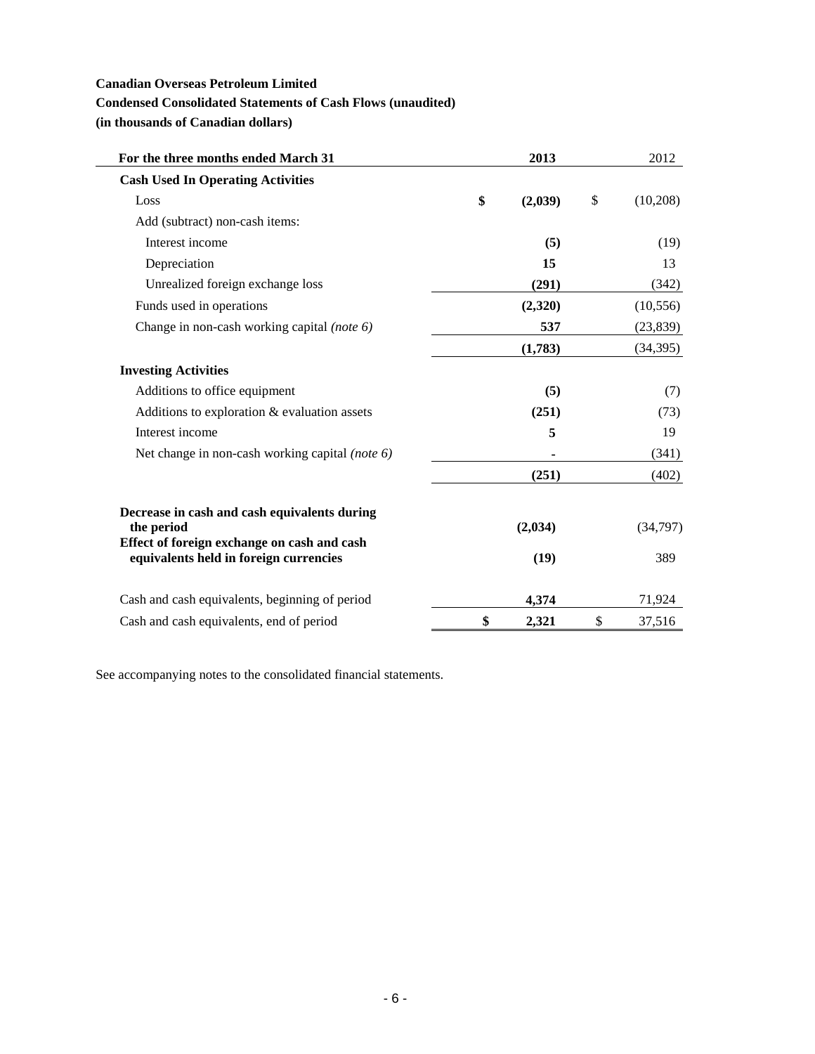**Canadian Overseas Petroleum Limited**

**Condensed Consolidated Statements of Cash Flows (unaudited)**

**(in thousands of Canadian dollars)**

| For the three months ended March 31 | 2013 | 2012 |
|---|---|---|
| **Cash Used In Operating Activities** | | |
| Loss | **$ (2,039)** | $ (10,208) |
| Add (subtract) non-cash items: | | |
| Interest income | **(5)** | (19) |
| Depreciation | **15** | 13 |
| Unrealized foreign exchange loss | **(291)** | (342) |
| Funds used in operations | **(2,320)** | (10,556) |
| Change in non-cash working capital *(note 6)* | **537** | (23,839) |
| | **(1,783)** | (34,395) |
| **Investing Activities** | | |
| Additions to office equipment | **(5)** | (7) |
| Additions to exploration & evaluation assets | **(251)** | (73) |
| Interest income | **5** | 19 |
| Net change in non-cash working capital *(note 6)* | **-** | (341) |
| | **(251)** | (402) |
| **Decrease in cash and cash equivalents during the period** | **(2,034)** | (34,797) |
| **Effect of foreign exchange on cash and cash equivalents held in foreign currencies** | **(19)** | 389 |
| Cash and cash equivalents, beginning of period | **4,374** | 71,924 |
| Cash and cash equivalents, end of period | **$ 2,321** | $ 37,516 |

See accompanying notes to the consolidated financial statements.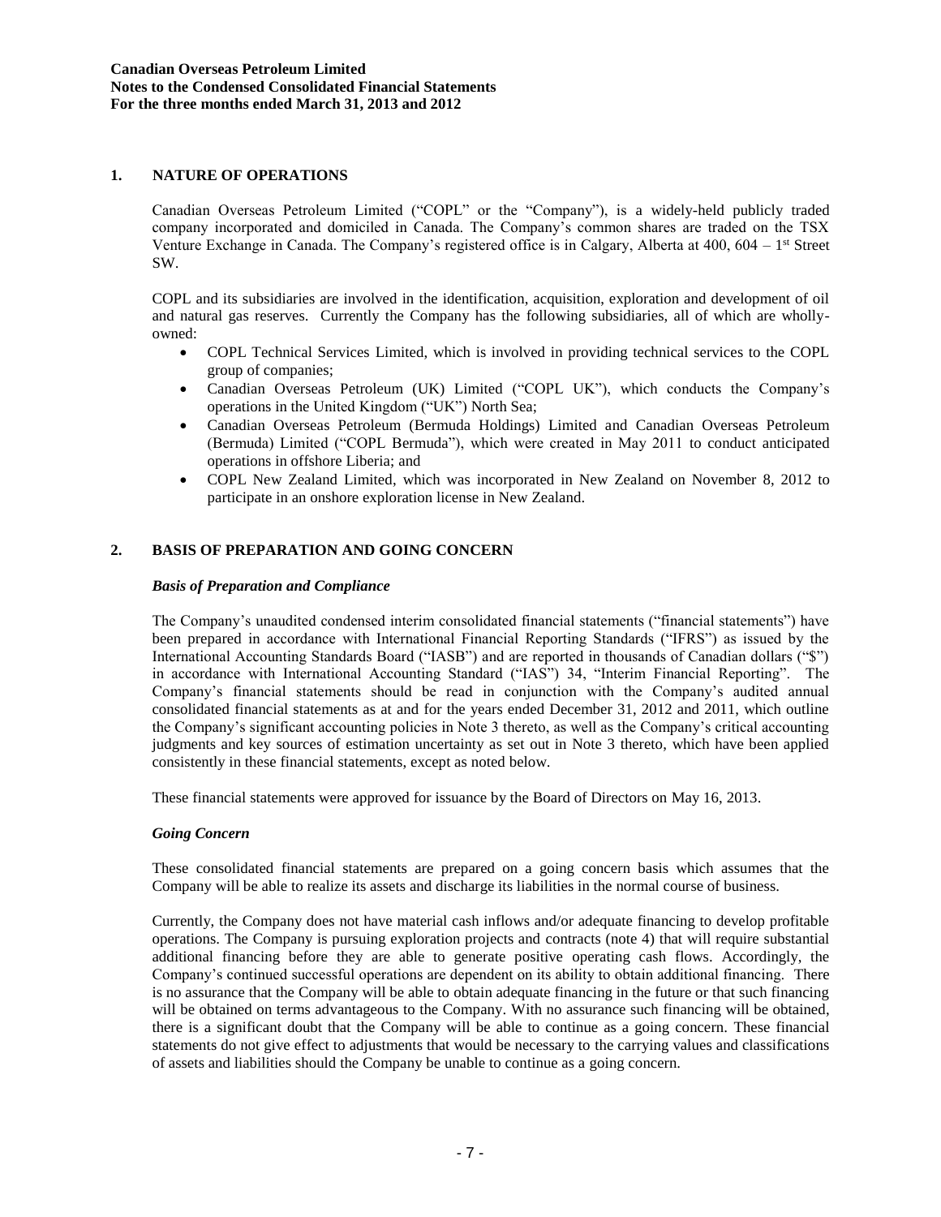**Canadian Overseas Petroleum Limited**
**Notes to the Condensed Consolidated Financial Statements**
**For the three months ended March 31, 2013 and 2012**

## 1. NATURE OF OPERATIONS

Canadian Overseas Petroleum Limited ("COPL" or the "Company"), is a widely-held publicly traded company incorporated and domiciled in Canada. The Company's common shares are traded on the TSX Venture Exchange in Canada. The Company's registered office is in Calgary, Alberta at 400, 604 – 1st Street SW.

COPL and its subsidiaries are involved in the identification, acquisition, exploration and development of oil and natural gas reserves. Currently the Company has the following subsidiaries, all of which are wholly-owned:

- COPL Technical Services Limited, which is involved in providing technical services to the COPL group of companies;
- Canadian Overseas Petroleum (UK) Limited ("COPL UK"), which conducts the Company's operations in the United Kingdom ("UK") North Sea;
- Canadian Overseas Petroleum (Bermuda Holdings) Limited and Canadian Overseas Petroleum (Bermuda) Limited ("COPL Bermuda"), which were created in May 2011 to conduct anticipated operations in offshore Liberia; and
- COPL New Zealand Limited, which was incorporated in New Zealand on November 8, 2012 to participate in an onshore exploration license in New Zealand.

## 2. BASIS OF PREPARATION AND GOING CONCERN

### *Basis of Preparation and Compliance*

The Company's unaudited condensed interim consolidated financial statements ("financial statements") have been prepared in accordance with International Financial Reporting Standards ("IFRS") as issued by the International Accounting Standards Board ("IASB") and are reported in thousands of Canadian dollars ("$") in accordance with International Accounting Standard ("IAS") 34, "Interim Financial Reporting". The Company's financial statements should be read in conjunction with the Company's audited annual consolidated financial statements as at and for the years ended December 31, 2012 and 2011, which outline the Company's significant accounting policies in Note 3 thereto, as well as the Company's critical accounting judgments and key sources of estimation uncertainty as set out in Note 3 thereto, which have been applied consistently in these financial statements, except as noted below.

These financial statements were approved for issuance by the Board of Directors on May 16, 2013.

### *Going Concern*

These consolidated financial statements are prepared on a going concern basis which assumes that the Company will be able to realize its assets and discharge its liabilities in the normal course of business.

Currently, the Company does not have material cash inflows and/or adequate financing to develop profitable operations. The Company is pursuing exploration projects and contracts (note 4) that will require substantial additional financing before they are able to generate positive operating cash flows. Accordingly, the Company's continued successful operations are dependent on its ability to obtain additional financing. There is no assurance that the Company will be able to obtain adequate financing in the future or that such financing will be obtained on terms advantageous to the Company. With no assurance such financing will be obtained, there is a significant doubt that the Company will be able to continue as a going concern. These financial statements do not give effect to adjustments that would be necessary to the carrying values and classifications of assets and liabilities should the Company be unable to continue as a going concern.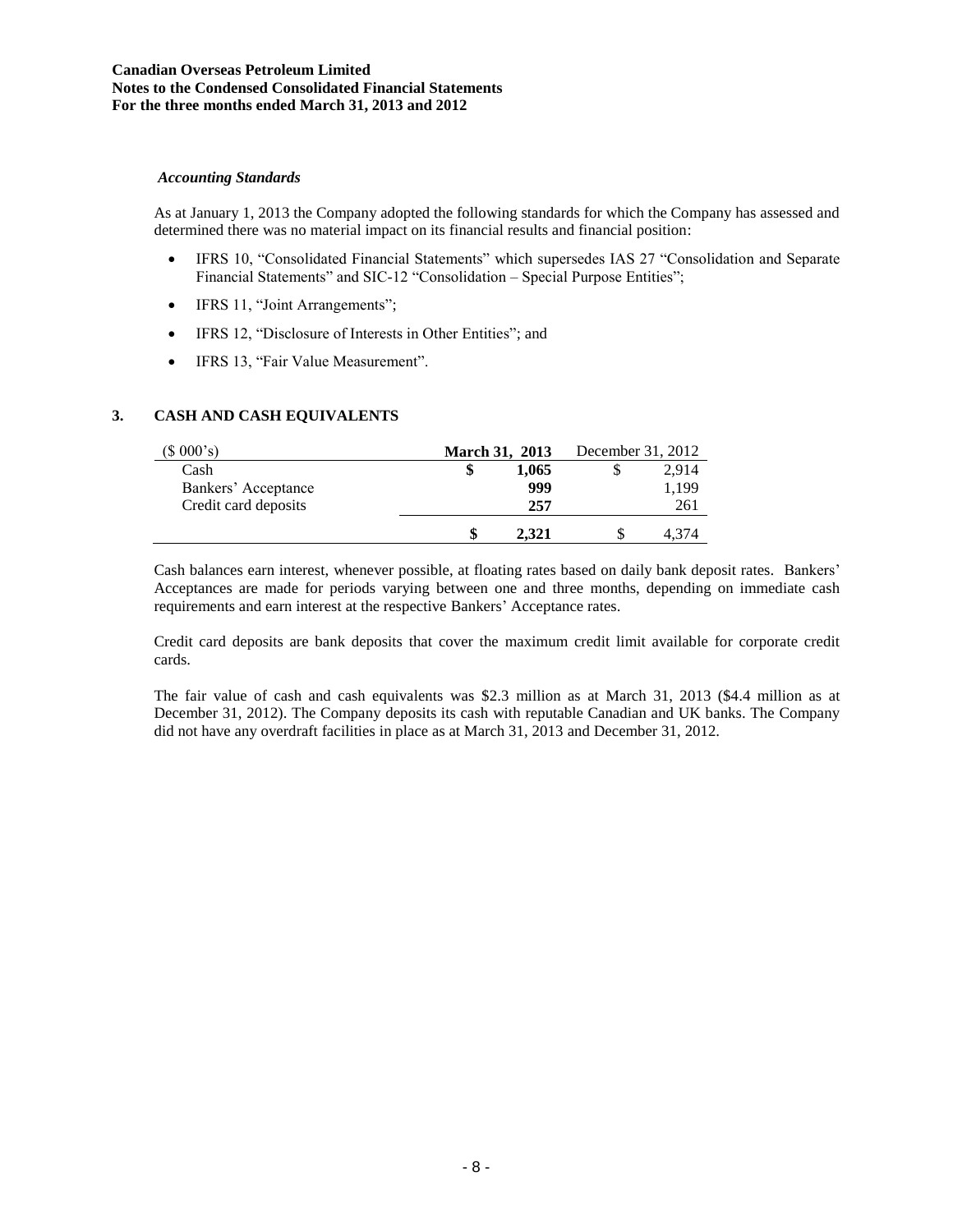*Accounting Standards*

As at January 1, 2013 the Company adopted the following standards for which the Company has assessed and determined there was no material impact on its financial results and financial position:

- IFRS 10, "Consolidated Financial Statements" which supersedes IAS 27 "Consolidation and Separate Financial Statements" and SIC-12 "Consolidation – Special Purpose Entities";
- IFRS 11, "Joint Arrangements";
- IFRS 12, "Disclosure of Interests in Other Entities"; and
- IFRS 13, "Fair Value Measurement".

## 3. CASH AND CASH EQUIVALENTS

| ($ 000's) | March 31, 2013 | December 31, 2012 |
|---|---|---|
| Cash | **$ 1,065** | $ 2,914 |
| Bankers' Acceptance | **999** | 1,199 |
| Credit card deposits | **257** | 261 |
| | **$ 2,321** | $ 4,374 |

Cash balances earn interest, whenever possible, at floating rates based on daily bank deposit rates. Bankers' Acceptances are made for periods varying between one and three months, depending on immediate cash requirements and earn interest at the respective Bankers' Acceptance rates.

Credit card deposits are bank deposits that cover the maximum credit limit available for corporate credit cards.

The fair value of cash and cash equivalents was $2.3 million as at March 31, 2013 ($4.4 million as at December 31, 2012). The Company deposits its cash with reputable Canadian and UK banks. The Company did not have any overdraft facilities in place as at March 31, 2013 and December 31, 2012.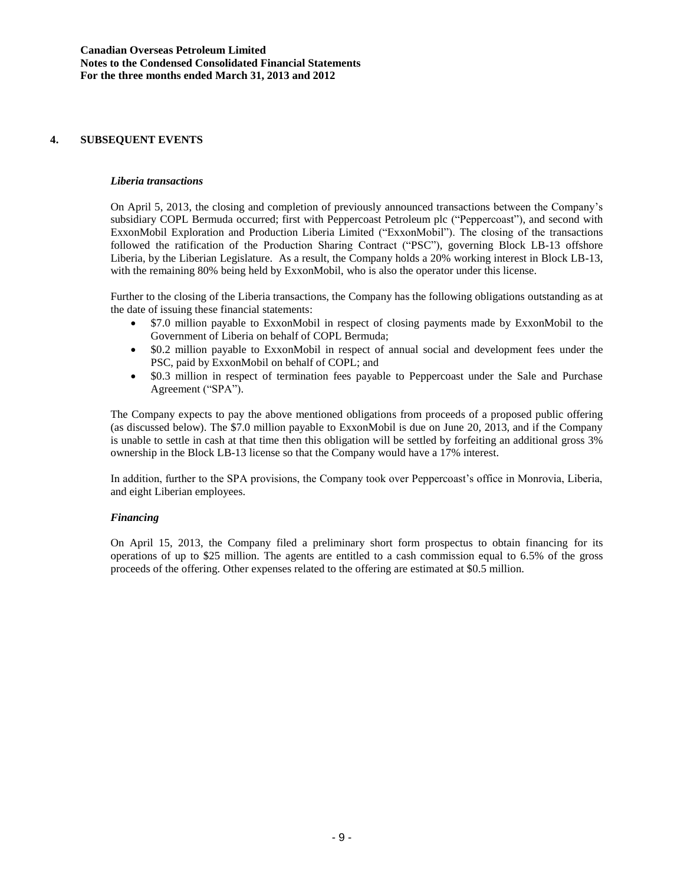## 4. SUBSEQUENT EVENTS

### *Liberia transactions*

On April 5, 2013, the closing and completion of previously announced transactions between the Company's subsidiary COPL Bermuda occurred; first with Peppercoast Petroleum plc ("Peppercoast"), and second with ExxonMobil Exploration and Production Liberia Limited ("ExxonMobil"). The closing of the transactions followed the ratification of the Production Sharing Contract ("PSC"), governing Block LB-13 offshore Liberia, by the Liberian Legislature. As a result, the Company holds a 20% working interest in Block LB-13, with the remaining 80% being held by ExxonMobil, who is also the operator under this license.

Further to the closing of the Liberia transactions, the Company has the following obligations outstanding as at the date of issuing these financial statements:

- \$7.0 million payable to ExxonMobil in respect of closing payments made by ExxonMobil to the Government of Liberia on behalf of COPL Bermuda;
- \$0.2 million payable to ExxonMobil in respect of annual social and development fees under the PSC, paid by ExxonMobil on behalf of COPL; and
- \$0.3 million in respect of termination fees payable to Peppercoast under the Sale and Purchase Agreement ("SPA").

The Company expects to pay the above mentioned obligations from proceeds of a proposed public offering (as discussed below). The \$7.0 million payable to ExxonMobil is due on June 20, 2013, and if the Company is unable to settle in cash at that time then this obligation will be settled by forfeiting an additional gross 3% ownership in the Block LB-13 license so that the Company would have a 17% interest.

In addition, further to the SPA provisions, the Company took over Peppercoast's office in Monrovia, Liberia, and eight Liberian employees.

### *Financing*

On April 15, 2013, the Company filed a preliminary short form prospectus to obtain financing for its operations of up to \$25 million. The agents are entitled to a cash commission equal to 6.5% of the gross proceeds of the offering. Other expenses related to the offering are estimated at \$0.5 million.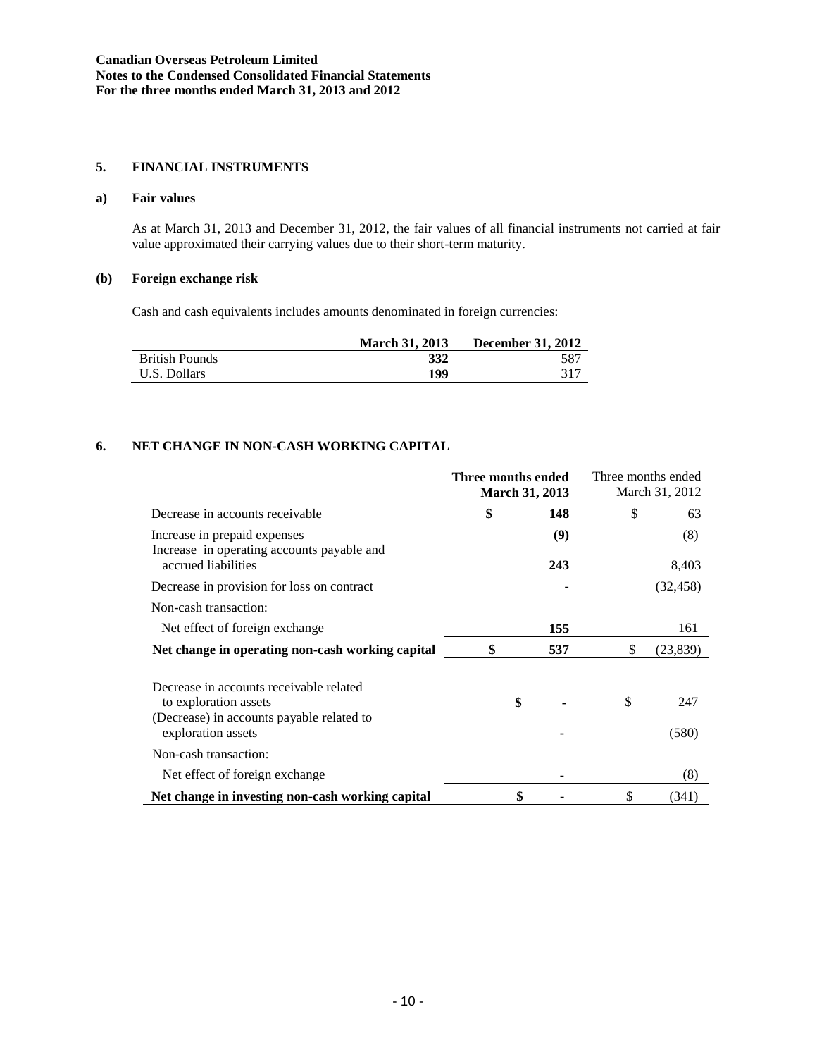**Canadian Overseas Petroleum Limited**
**Notes to the Condensed Consolidated Financial Statements**
**For the three months ended March 31, 2013 and 2012**

## 5. FINANCIAL INSTRUMENTS

### a) Fair values

As at March 31, 2013 and December 31, 2012, the fair values of all financial instruments not carried at fair value approximated their carrying values due to their short-term maturity.

### (b) Foreign exchange risk

Cash and cash equivalents includes amounts denominated in foreign currencies:

| | **March 31, 2013** | **December 31, 2012** |
|---|---|---|
| British Pounds | **332** | 587 |
| U.S. Dollars | **199** | 317 |

## 6. NET CHANGE IN NON-CASH WORKING CAPITAL

| | **Three months ended March 31, 2013** | Three months ended March 31, 2012 |
|---|---|---|
| Decrease in accounts receivable | **$ 148** | $ 63 |
| Increase in prepaid expenses | **(9)** | (8) |
| Increase in operating accounts payable and accrued liabilities | **243** | 8,403 |
| Decrease in provision for loss on contract | **-** | (32,458) |
| Non-cash transaction: | | |
| Net effect of foreign exchange | **155** | 161 |
| **Net change in operating non-cash working capital** | **$ 537** | $ (23,839) |
| | | |
| Decrease in accounts receivable related to exploration assets | **$ -** | $ 247 |
| (Decrease) in accounts payable related to exploration assets | **-** | (580) |
| Non-cash transaction: | | |
| Net effect of foreign exchange | **-** | (8) |
| **Net change in investing non-cash working capital** | **$ -** | $ (341) |